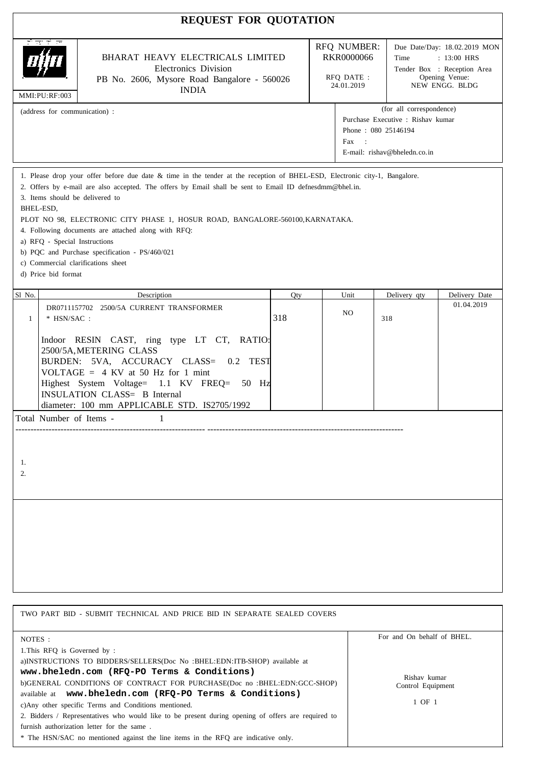# REQUEST FOR QUOTATION

| MMI:PU:RF:003 | BHARAT HEAVY ELECTRICALS LIMITED<br>Electronics Division<br>PB No. 2606, Mysore Road Bangalore - 560026<br>INDIA | RFQ NUMBER:<br>RKR0000066<br><br>RFQ DATE :<br>24.01.2019 | Due Date/Day: 18.02.2019 MON<br>Time : 13:00 HRS<br>Tender Box : Reception Area<br>Opening Venue:<br>NEW ENGG. BLDG |
|---|---|---|---|

(address for communication) :

(for all correspondence)
Purchase Executive : Rishav kumar
Phone : 080 25146194
Fax :
E-mail: rishav@bheledn.co.in

1. Please drop your offer before due date & time in the tender at the reception of BHEL-ESD, Electronic city-1, Bangalore.
2. Offers by e-mail are also accepted. The offers by Email shall be sent to Email ID defnesdmm@bhel.in.
3. Items should be delivered to
BHEL-ESD,
PLOT NO 98, ELECTRONIC CITY PHASE 1, HOSUR ROAD, BANGALORE-560100,KARNATAKA.
4. Following documents are attached along with RFQ:
a) RFQ - Special Instructions
b) PQC and Purchase specification - PS/460/021
c) Commercial clarifications sheet
d) Price bid format

| Sl No. | Description | Qty | Unit | Delivery qty | Delivery Date |
|---|---|---|---|---|---|
| 1 | DR0711157702 2500/5A CURRENT TRANSFORMER<br>* HSN/SAC :<br><br>Indoor RESIN CAST, ring type LT CT, RATIO: 2500/5A,METERING CLASS BURDEN: 5VA, ACCURACY CLASS= 0.2 TEST VOLTAGE = 4 KV at 50 Hz for 1 mint Highest System Voltage= 1.1 KV FREQ= 50 Hz INSULATION CLASS= B Internal diameter: 100 mm APPLICABLE STD. IS2705/1992 | 318 | NO | 318 | 01.04.2019 |

Total Number of Items - 1

1.
2.

TWO PART BID - SUBMIT TECHNICAL AND PRICE BID IN SEPARATE SEALED COVERS

NOTES :
1.This RFQ is Governed by :
a)INSTRUCTIONS TO BIDDERS/SELLERS(Doc No :BHEL:EDN:ITB-SHOP) available at **www.bheledn.com (RFQ-PO Terms & Conditions)**
b)GENERAL CONDITIONS OF CONTRACT FOR PURCHASE(Doc no :BHEL:EDN:GCC-SHOP) available at **www.bheledn.com (RFQ-PO Terms & Conditions)**
c)Any other specific Terms and Conditions mentioned.
2. Bidders / Representatives who would like to be present during opening of offers are required to furnish authorization letter for the same .
* The HSN/SAC no mentioned against the line items in the RFQ are indicative only.

For and On behalf of BHEL.

Rishav kumar
Control Equipment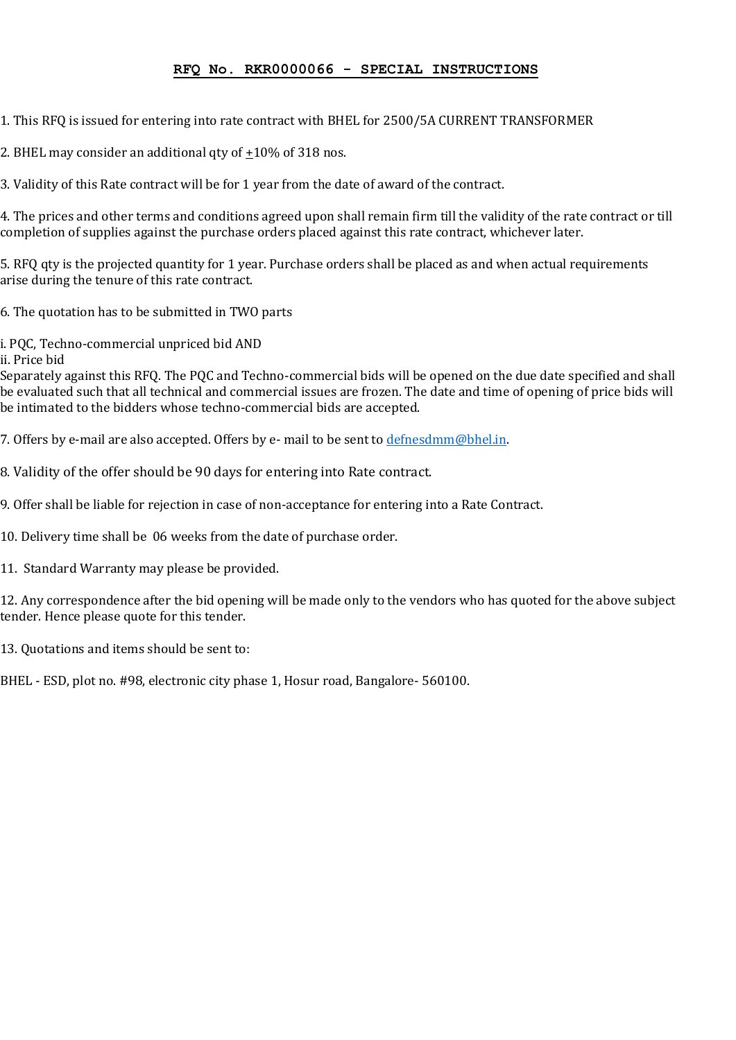## RFQ No. RKR0000066 - SPECIAL INSTRUCTIONS

1. This RFQ is issued for entering into rate contract with BHEL for 2500/5A CURRENT TRANSFORMER

2. BHEL may consider an additional qty of ±10% of 318 nos.

3. Validity of this Rate contract will be for 1 year from the date of award of the contract.

4. The prices and other terms and conditions agreed upon shall remain firm till the validity of the rate contract or till completion of supplies against the purchase orders placed against this rate contract, whichever later.

5. RFQ qty is the projected quantity for 1 year. Purchase orders shall be placed as and when actual requirements arise during the tenure of this rate contract.

6. The quotation has to be submitted in TWO parts

i. PQC, Techno-commercial unpriced bid AND
ii. Price bid
Separately against this RFQ. The PQC and Techno-commercial bids will be opened on the due date specified and shall be evaluated such that all technical and commercial issues are frozen. The date and time of opening of price bids will be intimated to the bidders whose techno-commercial bids are accepted.

7. Offers by e-mail are also accepted. Offers by e- mail to be sent to defnesdmm@bhel.in.

8. Validity of the offer should be 90 days for entering into Rate contract.

9. Offer shall be liable for rejection in case of non-acceptance for entering into a Rate Contract.

10. Delivery time shall be 06 weeks from the date of purchase order.

11. Standard Warranty may please be provided.

12. Any correspondence after the bid opening will be made only to the vendors who has quoted for the above subject tender. Hence please quote for this tender.

13. Quotations and items should be sent to:

BHEL - ESD, plot no. #98, electronic city phase 1, Hosur road, Bangalore- 560100.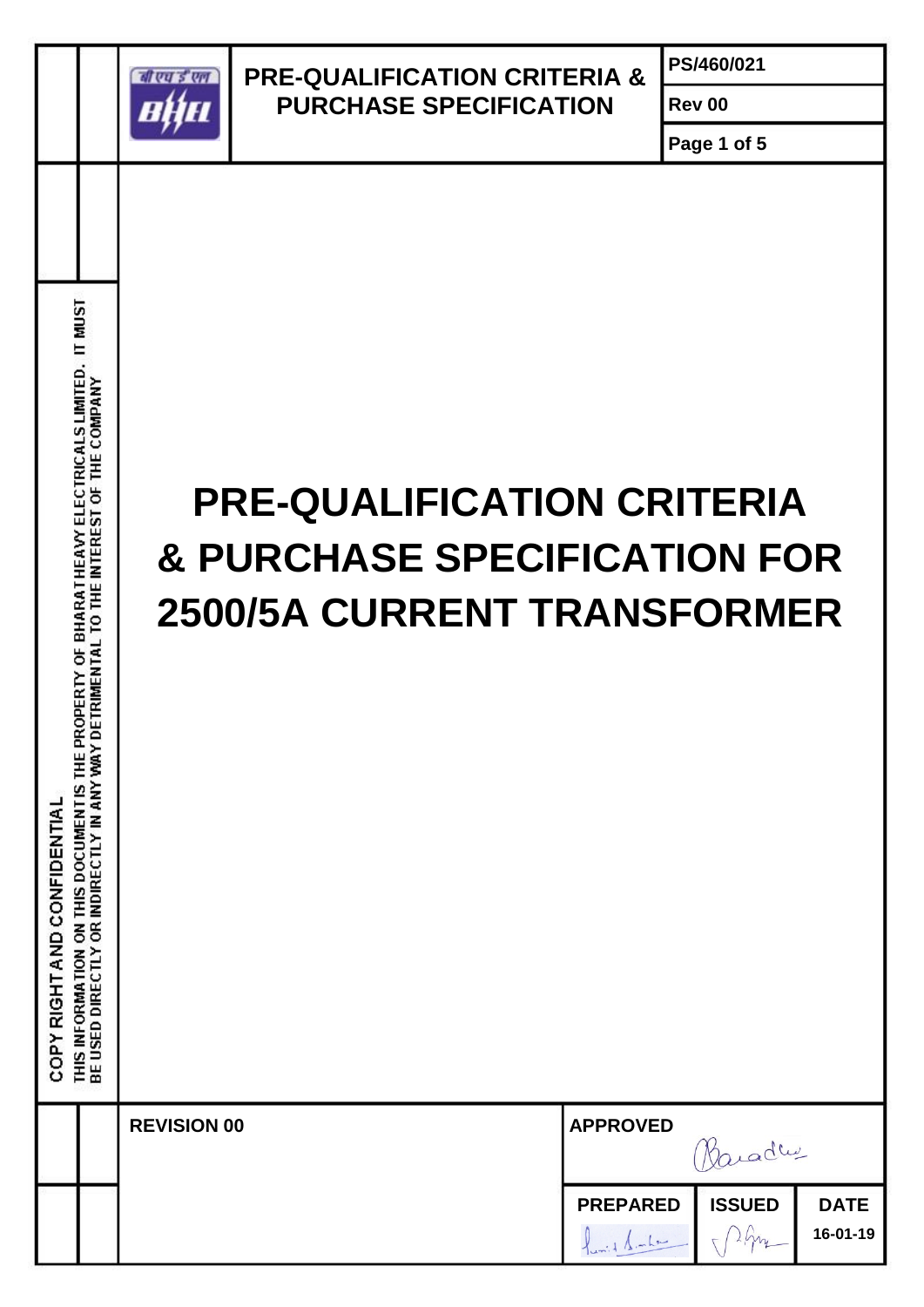# PRE-QUALIFICATION CRITERIA & PURCHASE SPECIFICATION FOR 2500/5A CURRENT TRANSFORMER

COPY RIGHT AND CONFIDENTIAL

THIS INFORMATION ON THIS DOCUMENT IS THE PROPERTY OF BHARAT HEAVY ELECTRICALS LIMITED. IT MUST BE USED DIRECTLY OR INDIRECTLY IN ANY WAY DETRIMENTAL TO THE INTEREST OF THE COMPANY

| REVISION 00 | APPROVED | | |
|---|---|---|---|
| | PREPARED | ISSUED | DATE |
| | | | 16-01-19 |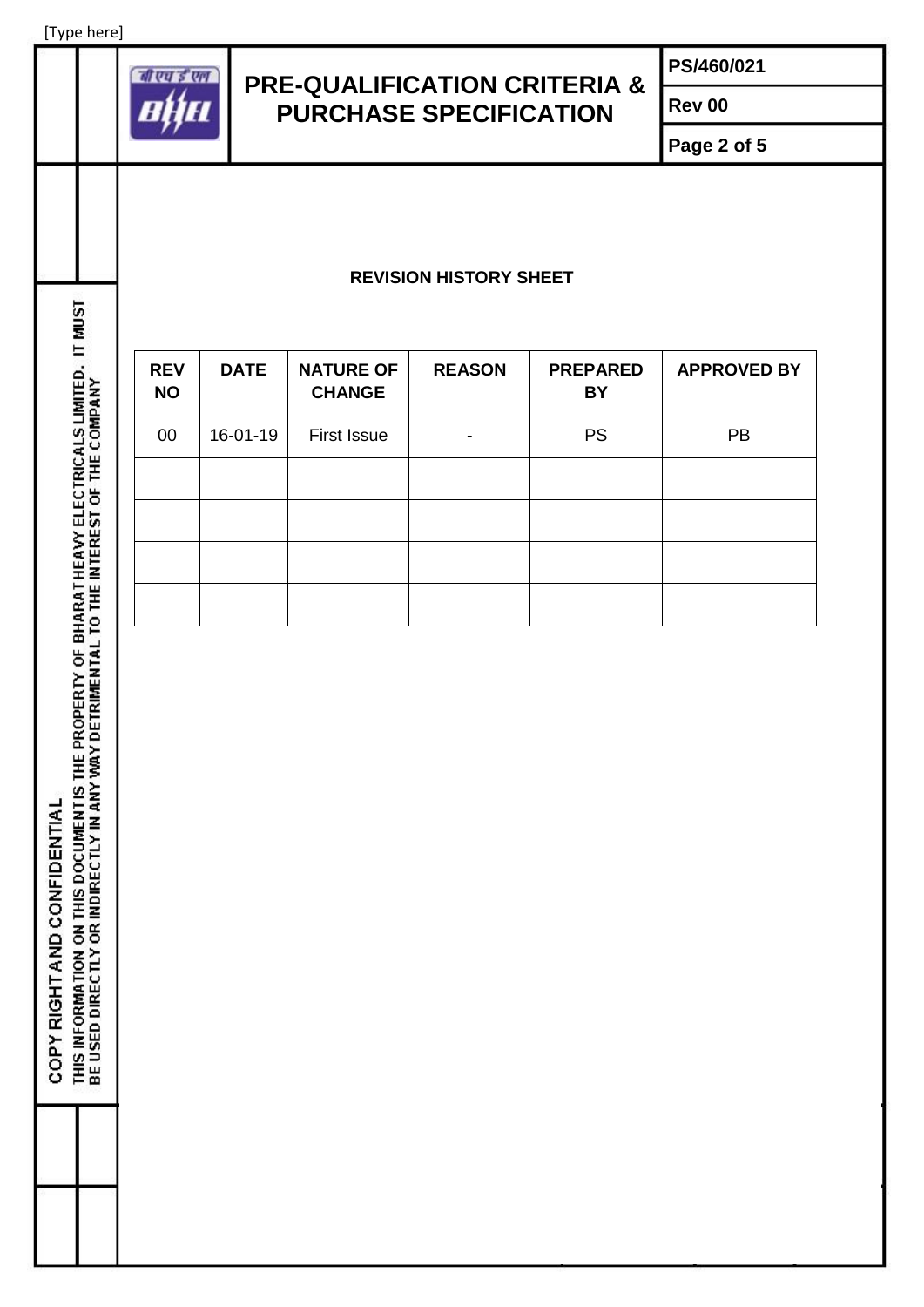## REVISION HISTORY SHEET

| REV NO | DATE | NATURE OF CHANGE | REASON | PREPARED BY | APPROVED BY |
|---|---|---|---|---|---|
| 00 | 16-01-19 | First Issue | - | PS | PB |
| | | | | | |
| | | | | | |
| | | | | | |
| | | | | | |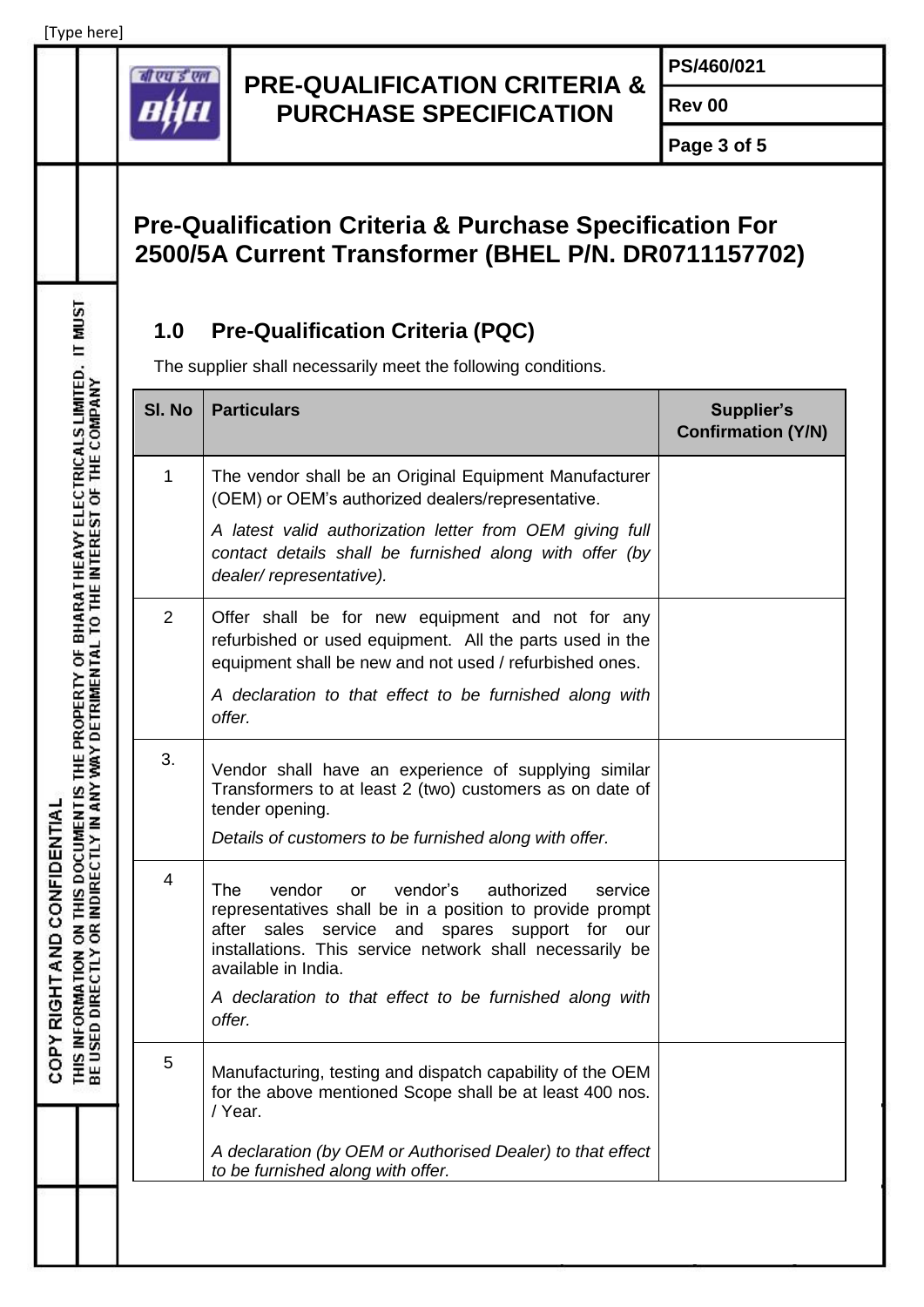# Pre-Qualification Criteria & Purchase Specification For 2500/5A Current Transformer (BHEL P/N. DR0711157702)

## 1.0 Pre-Qualification Criteria (PQC)

The supplier shall necessarily meet the following conditions.

| Sl. No | Particulars | Supplier's Confirmation (Y/N) |
|---|---|---|
| 1 | The vendor shall be an Original Equipment Manufacturer (OEM) or OEM's authorized dealers/representative.<br>*A latest valid authorization letter from OEM giving full contact details shall be furnished along with offer (by dealer/ representative).* | |
| 2 | Offer shall be for new equipment and not for any refurbished or used equipment. All the parts used in the equipment shall be new and not used / refurbished ones.<br>*A declaration to that effect to be furnished along with offer.* | |
| 3. | Vendor shall have an experience of supplying similar Transformers to at least 2 (two) customers as on date of tender opening.<br>*Details of customers to be furnished along with offer.* | |
| 4 | The vendor or vendor's authorized service representatives shall be in a position to provide prompt after sales service and spares support for our installations. This service network shall necessarily be available in India.<br>*A declaration to that effect to be furnished along with offer.* | |
| 5 | Manufacturing, testing and dispatch capability of the OEM for the above mentioned Scope shall be at least 400 nos. / Year.<br>*A declaration (by OEM or Authorised Dealer) to that effect to be furnished along with offer.* | |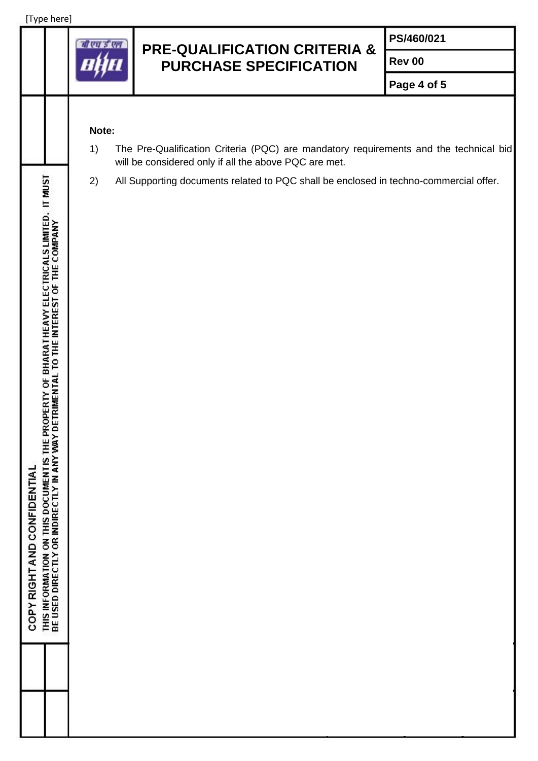**Note:**

1) The Pre-Qualification Criteria (PQC) are mandatory requirements and the technical bid will be considered only if all the above PQC are met.

2) All Supporting documents related to PQC shall be enclosed in techno-commercial offer.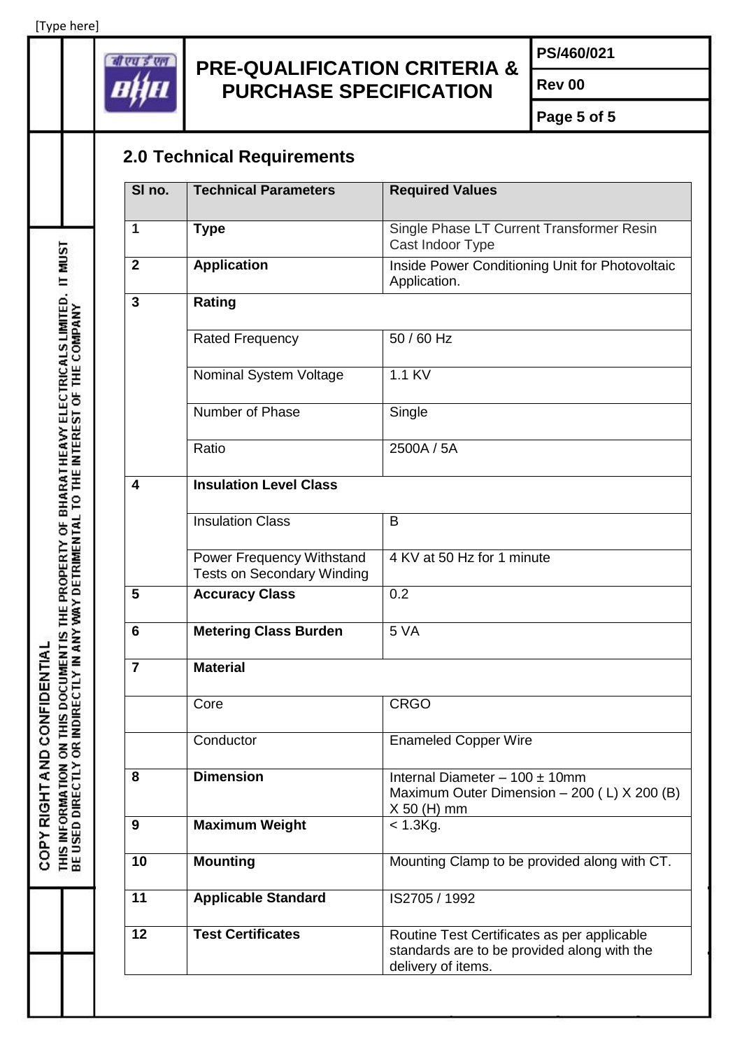## 2.0 Technical Requirements

| Sl no. | Technical Parameters | Required Values |
|---|---|---|
| 1 | **Type** | Single Phase LT Current Transformer Resin Cast Indoor Type |
| 2 | **Application** | Inside Power Conditioning Unit for Photovoltaic Application. |
| 3 | **Rating** | |
| | Rated Frequency | 50 / 60 Hz |
| | Nominal System Voltage | 1.1 KV |
| | Number of Phase | Single |
| | Ratio | 2500A / 5A |
| 4 | **Insulation Level Class** | |
| | Insulation Class | B |
| | Power Frequency Withstand Tests on Secondary Winding | 4 KV at 50 Hz for 1 minute |
| 5 | **Accuracy Class** | 0.2 |
| 6 | **Metering Class Burden** | 5 VA |
| 7 | **Material** | |
| | Core | CRGO |
| | Conductor | Enameled Copper Wire |
| 8 | **Dimension** | Internal Diameter – 100 ± 10mm<br>Maximum Outer Dimension – 200 ( L) X 200 (B) X 50 (H) mm |
| 9 | **Maximum Weight** | < 1.3Kg. |
| 10 | **Mounting** | Mounting Clamp to be provided along with CT. |
| 11 | **Applicable Standard** | IS2705 / 1992 |
| 12 | **Test Certificates** | Routine Test Certificates as per applicable standards are to be provided along with the delivery of items. |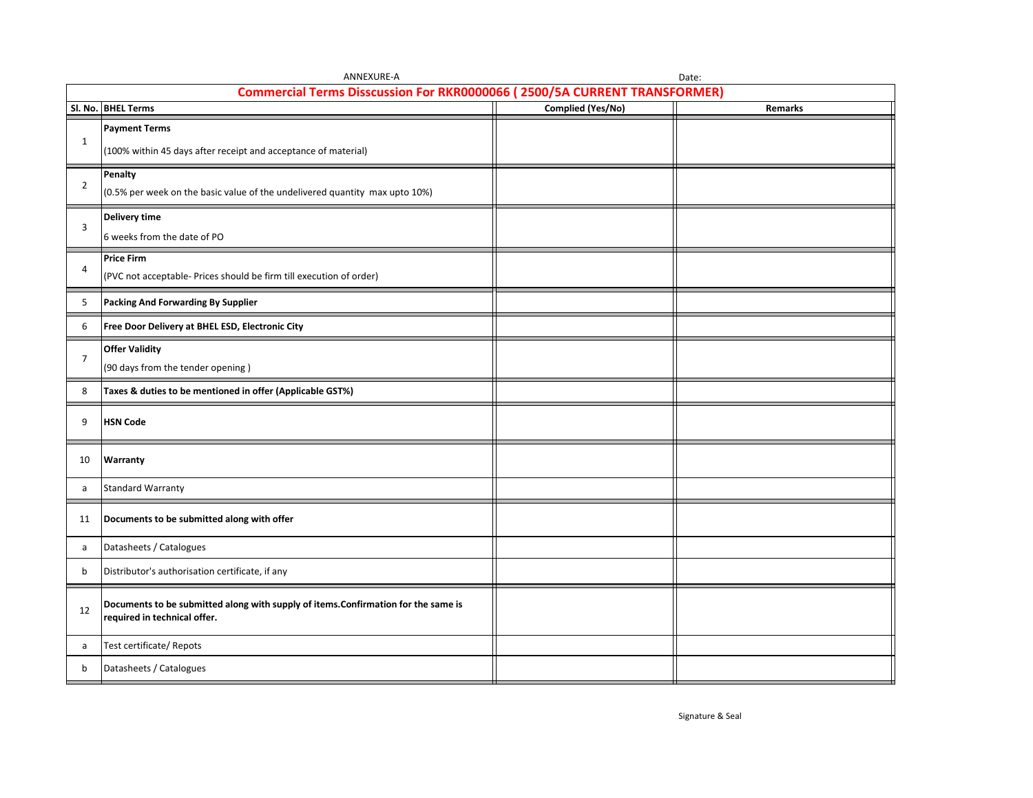ANNEXURE-A

Date:

## Commercial Terms Disscussion For RKR0000066 ( 2500/5A CURRENT TRANSFORMER)

| Sl. No. | BHEL Terms | Complied (Yes/No) | Remarks |
|---|---|---|---|
| 1 | **Payment Terms**<br>(100% within 45 days after receipt and acceptance of material) | | |
| 2 | **Penalty**<br>(0.5% per week on the basic value of the undelivered quantity max upto 10%) | | |
| 3 | **Delivery time**<br>6 weeks from the date of PO | | |
| 4 | **Price Firm**<br>(PVC not acceptable- Prices should be firm till execution of order) | | |
| 5 | **Packing And Forwarding By Supplier** | | |
| 6 | **Free Door Delivery at BHEL ESD, Electronic City** | | |
| 7 | **Offer Validity**<br>(90 days from the tender opening ) | | |
| 8 | **Taxes & duties to be mentioned in offer (Applicable GST%)** | | |
| 9 | **HSN Code** | | |
| 10 | **Warranty** | | |
| a | Standard Warranty | | |
| 11 | **Documents to be submitted along with offer** | | |
| a | Datasheets / Catalogues | | |
| b | Distributor's authorisation certificate, if any | | |
| 12 | **Documents to be submitted along with supply of items.Confirmation for the same is required in technical offer.** | | |
| a | Test certificate/ Repots | | |
| b | Datasheets / Catalogues | | |

Signature & Seal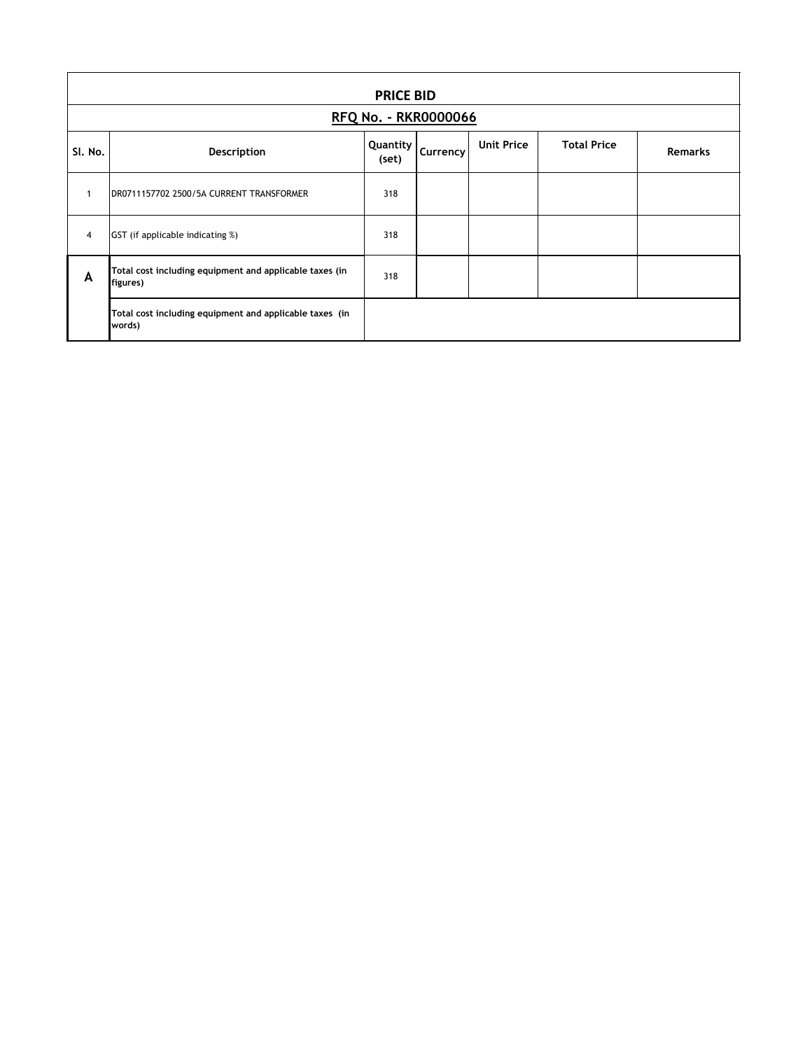| PRICE BID | | | | | | |
| --- | --- | --- | --- | --- | --- | --- |
| **RFQ No. - RKR0000066** | | | | | | |
| **Sl. No.** | **Description** | **Quantity (set)** | **Currency** | **Unit Price** | **Total Price** | **Remarks** |
| 1 | DR0711157702 2500/5A CURRENT TRANSFORMER | 318 | | | | |
| 4 | GST (if applicable indicating %) | 318 | | | | |
| **A** | **Total cost including equipment and applicable taxes (in figures)** | 318 | | | | |
| | **Total cost including equipment and applicable taxes (in words)** | | | | | |